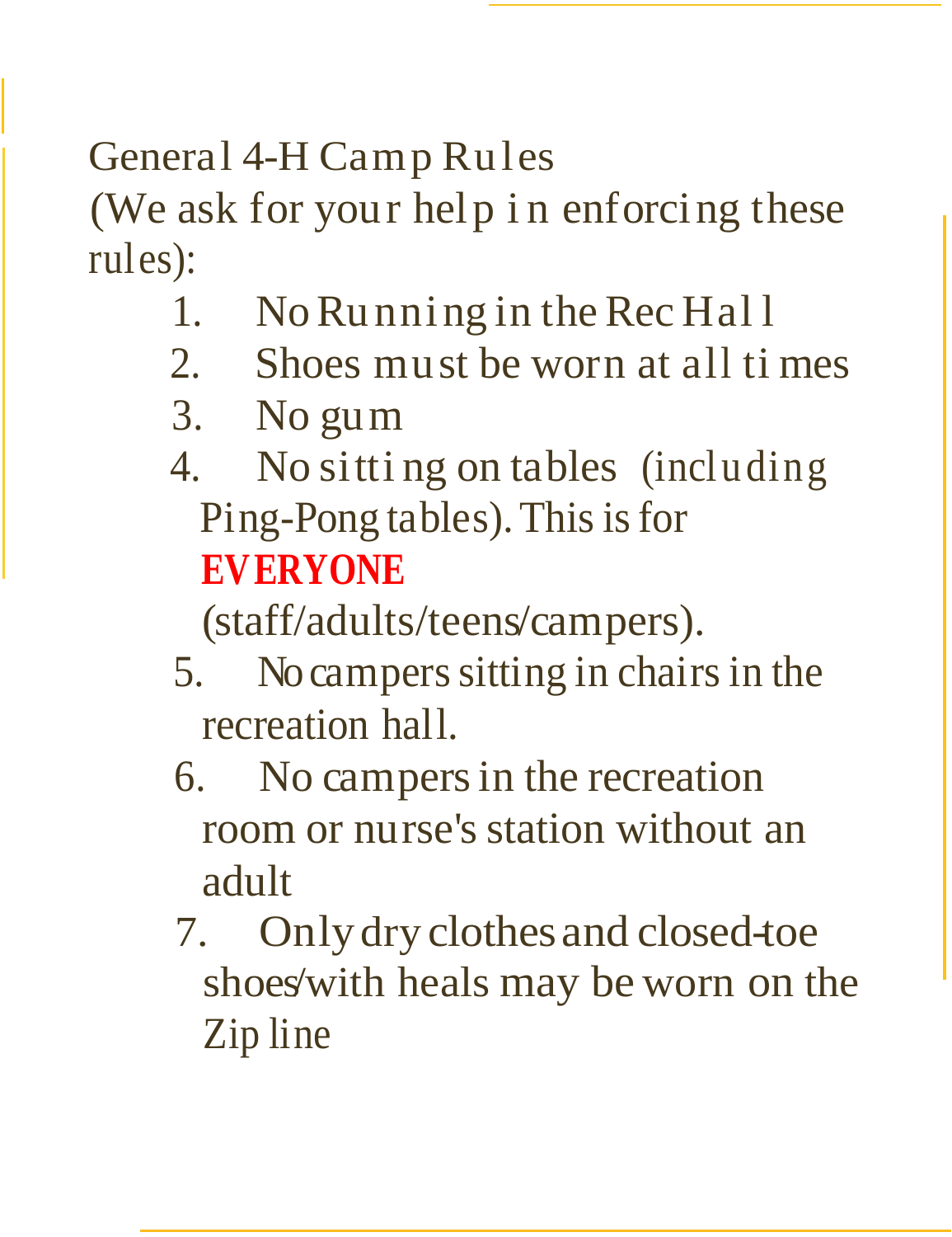General 4-H Camp Rules

(We ask for your help in enforcing these rules):

1. No Running in the Rec Hall
2. Shoes must be worn at all times
3. No gum
4. No sitting on tables (including Ping-Pong tables). This is for **EVERYONE** (staff/adults/teens/campers).
5. No campers sitting in chairs in the recreation hall.
6. No campers in the recreation room or nurse's station without an adult
7. Only dry clothes and closed-toe shoes/with heals may be worn on the Zip line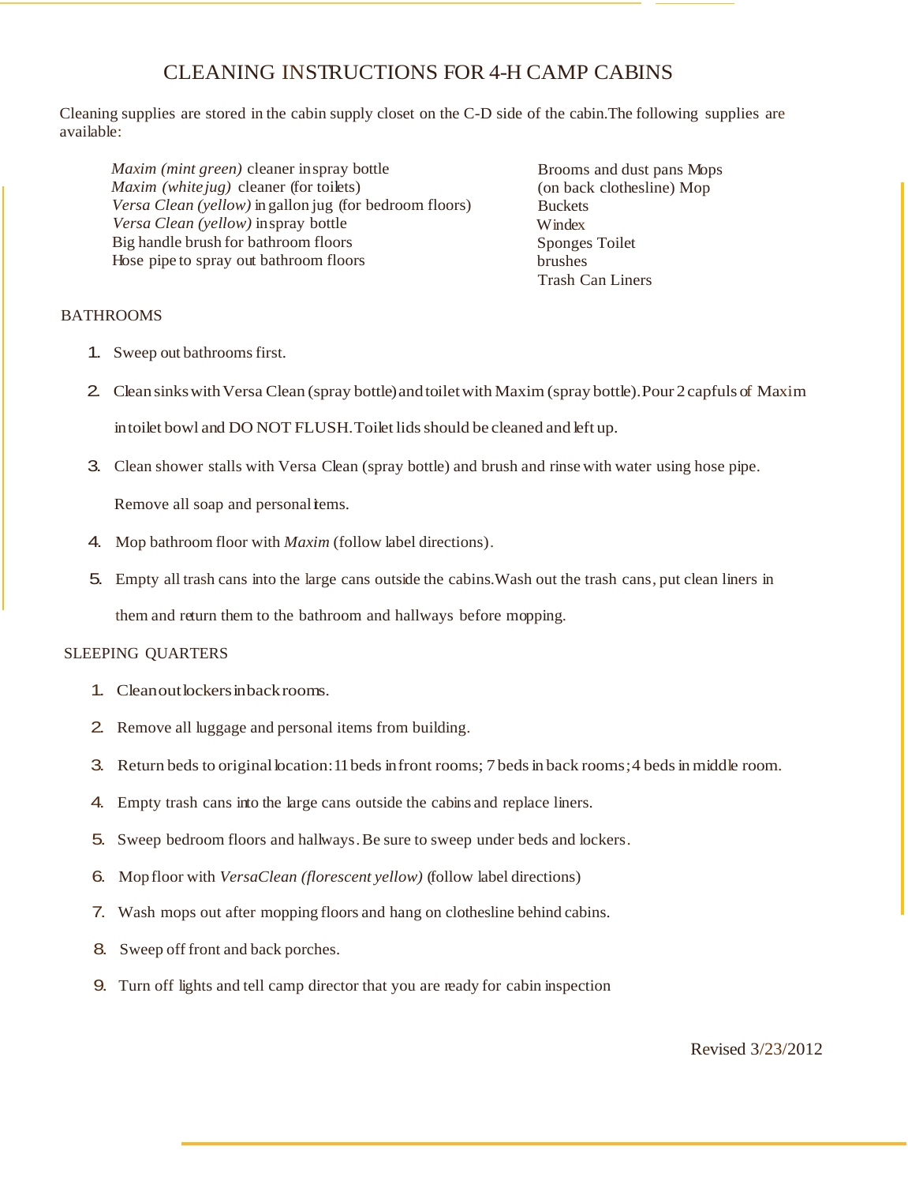# CLEANING INSTRUCTIONS FOR 4-H CAMP CABINS

Cleaning supplies are stored in the cabin supply closet on the C-D side of the cabin.The following supplies are available:

*Maxim (mint green)* cleaner in spray bottle
*Maxim (white jug)* cleaner (for toilets)
*Versa Clean (yellow)* in gallon jug (for bedroom floors)
*Versa Clean (yellow)* in spray bottle
Big handle brush for bathroom floors
Hose pipe to spray out bathroom floors

Brooms and dust pans Mops
(on back clothesline) Mop
Buckets
Windex
Sponges Toilet
brushes
Trash Can Liners

## BATHROOMS

1. Sweep out bathrooms first.
2. Clean sinks with Versa Clean (spray bottle) and toilet with Maxim (spray bottle). Pour 2 capfuls of Maxim in toilet bowl and DO NOT FLUSH. Toilet lids should be cleaned and left up.
3. Clean shower stalls with Versa Clean (spray bottle) and brush and rinse with water using hose pipe. Remove all soap and personal items.
4. Mop bathroom floor with *Maxim* (follow label directions).
5. Empty all trash cans into the large cans outside the cabins. Wash out the trash cans, put clean liners in them and return them to the bathroom and hallways before mopping.

## SLEEPING QUARTERS

1. Clean out lockers in back rooms.
2. Remove all luggage and personal items from building.
3. Return beds to original location: 11 beds in front rooms; 7 beds in back rooms; 4 beds in middle room.
4. Empty trash cans into the large cans outside the cabins and replace liners.
5. Sweep bedroom floors and hallways. Be sure to sweep under beds and lockers.
6. Mop floor with *VersaClean (florescent yellow)* (follow label directions)
7. Wash mops out after mopping floors and hang on clothesline behind cabins.
8. Sweep off front and back porches.
9. Turn off lights and tell camp director that you are ready for cabin inspection

Revised 3/23/2012